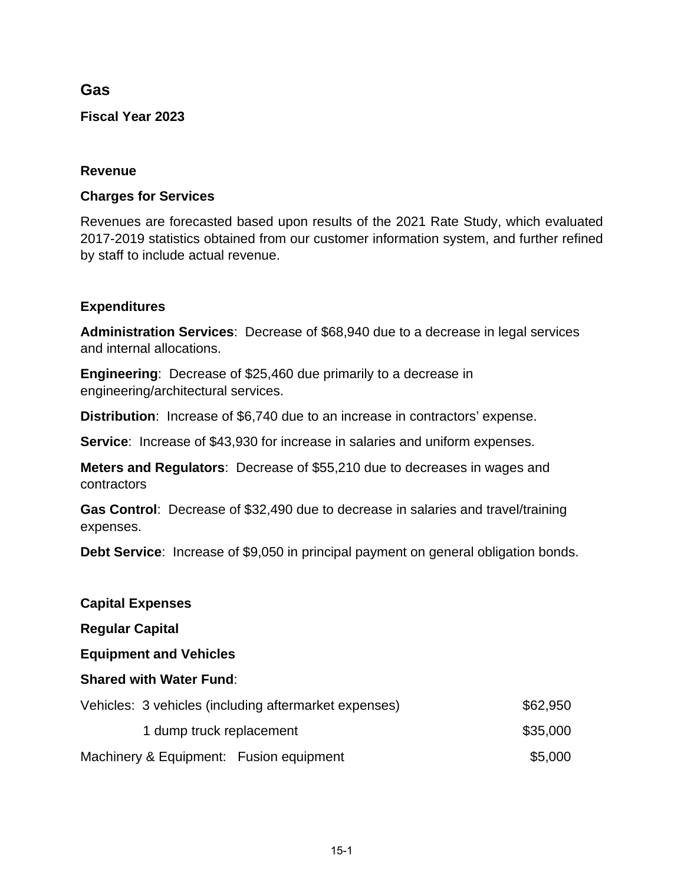# Gas

**Fiscal Year 2023**

## Revenue

### Charges for Services

Revenues are forecasted based upon results of the 2021 Rate Study, which evaluated 2017-2019 statistics obtained from our customer information system, and further refined by staff to include actual revenue.

## Expenditures

**Administration Services**: Decrease of $68,940 due to a decrease in legal services and internal allocations.

**Engineering**: Decrease of $25,460 due primarily to a decrease in engineering/architectural services.

**Distribution**: Increase of $6,740 due to an increase in contractors' expense.

**Service**: Increase of $43,930 for increase in salaries and uniform expenses.

**Meters and Regulators**: Decrease of $55,210 due to decreases in wages and contractors

**Gas Control**: Decrease of $32,490 due to decrease in salaries and travel/training expenses.

**Debt Service**: Increase of $9,050 in principal payment on general obligation bonds.

## Capital Expenses

### Regular Capital

### Equipment and Vehicles

**Shared with Water Fund**:

| | |
|---|---|
| Vehicles: 3 vehicles (including aftermarket expenses) | $62,950 |
| 1 dump truck replacement | $35,000 |
| Machinery & Equipment: Fusion equipment | $5,000 |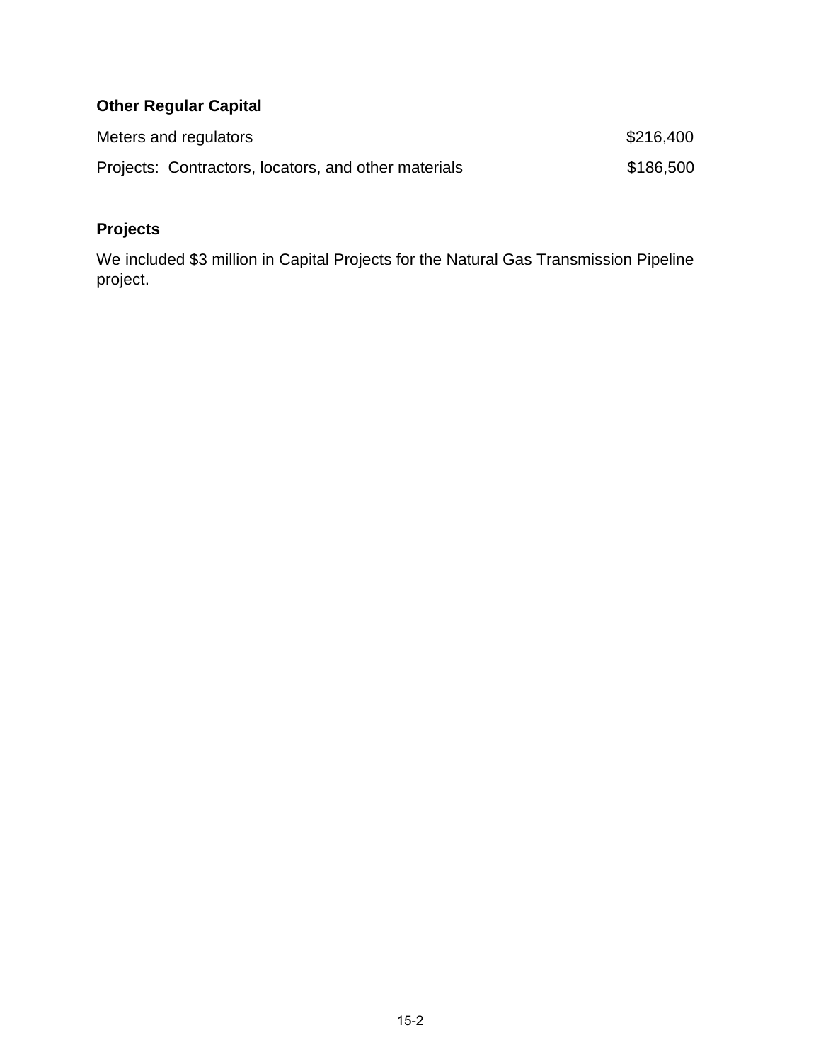## Other Regular Capital

| | |
|---|---|
| Meters and regulators | $216,400 |
| Projects: Contractors, locators, and other materials | $186,500 |

## Projects

We included $3 million in Capital Projects for the Natural Gas Transmission Pipeline project.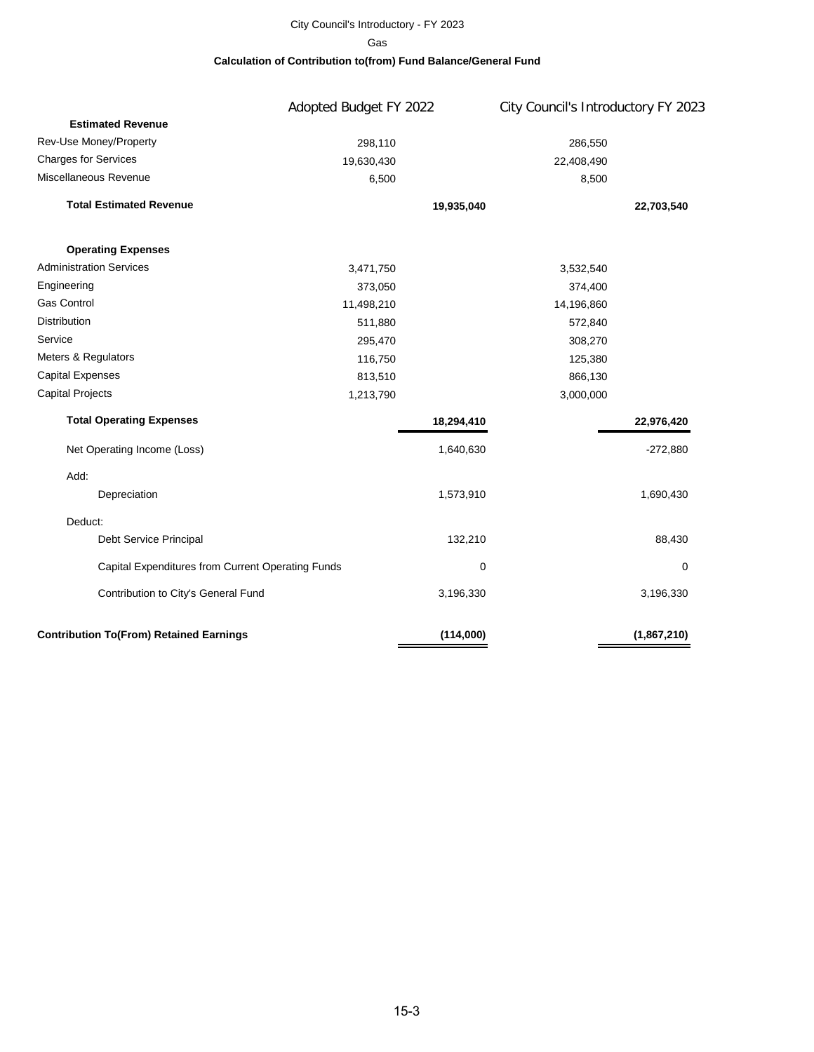City Council's Introductory - FY 2023

Gas

**Calculation of Contribution to(from) Fund Balance/General Fund**

| | Adopted Budget FY 2022 | | City Council's Introductory FY 2023 | |
|---|---|---|---|---|
| **Estimated Revenue** | | | | |
| Rev-Use Money/Property | 298,110 | | 286,550 | |
| Charges for Services | 19,630,430 | | 22,408,490 | |
| Miscellaneous Revenue | 6,500 | | 8,500 | |
| **Total Estimated Revenue** | | **19,935,040** | | **22,703,540** |
| **Operating Expenses** | | | | |
| Administration Services | 3,471,750 | | 3,532,540 | |
| Engineering | 373,050 | | 374,400 | |
| Gas Control | 11,498,210 | | 14,196,860 | |
| Distribution | 511,880 | | 572,840 | |
| Service | 295,470 | | 308,270 | |
| Meters & Regulators | 116,750 | | 125,380 | |
| Capital Expenses | 813,510 | | 866,130 | |
| Capital Projects | 1,213,790 | | 3,000,000 | |
| **Total Operating Expenses** | | **18,294,410** | | **22,976,420** |
| Net Operating Income (Loss) | | 1,640,630 | | -272,880 |
| Add: | | | | |
| Depreciation | | 1,573,910 | | 1,690,430 |
| Deduct: | | | | |
| Debt Service Principal | | 132,210 | | 88,430 |
| Capital Expenditures from Current Operating Funds | | 0 | | 0 |
| Contribution to City's General Fund | | 3,196,330 | | 3,196,330 |
| **Contribution To(From) Retained Earnings** | | **(114,000)** | | **(1,867,210)** |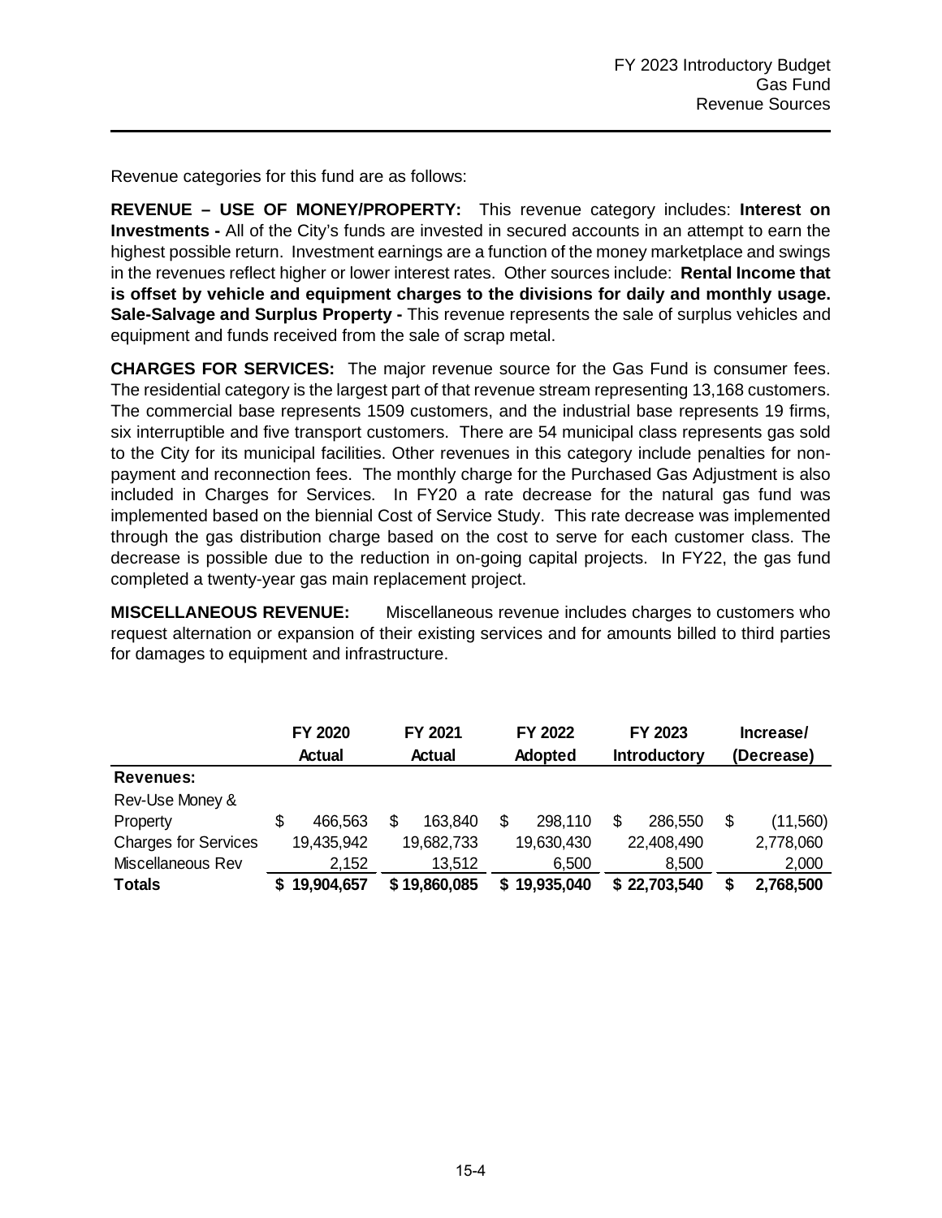FY 2023 Introductory Budget
Gas Fund
Revenue Sources

---

Revenue categories for this fund are as follows:

**REVENUE – USE OF MONEY/PROPERTY:** This revenue category includes: **Interest on Investments -** All of the City's funds are invested in secured accounts in an attempt to earn the highest possible return. Investment earnings are a function of the money marketplace and swings in the revenues reflect higher or lower interest rates. Other sources include: **Rental Income that is offset by vehicle and equipment charges to the divisions for daily and monthly usage. Sale-Salvage and Surplus Property -** This revenue represents the sale of surplus vehicles and equipment and funds received from the sale of scrap metal.

**CHARGES FOR SERVICES:** The major revenue source for the Gas Fund is consumer fees. The residential category is the largest part of that revenue stream representing 13,168 customers. The commercial base represents 1509 customers, and the industrial base represents 19 firms, six interruptible and five transport customers. There are 54 municipal class represents gas sold to the City for its municipal facilities. Other revenues in this category include penalties for non-payment and reconnection fees. The monthly charge for the Purchased Gas Adjustment is also included in Charges for Services. In FY20 a rate decrease for the natural gas fund was implemented based on the biennial Cost of Service Study. This rate decrease was implemented through the gas distribution charge based on the cost to serve for each customer class. The decrease is possible due to the reduction in on-going capital projects. In FY22, the gas fund completed a twenty-year gas main replacement project.

**MISCELLANEOUS REVENUE:** Miscellaneous revenue includes charges to customers who request alternation or expansion of their existing services and for amounts billed to third parties for damages to equipment and infrastructure.

| | FY 2020 Actual | FY 2021 Actual | FY 2022 Adopted | FY 2023 Introductory | Increase/ (Decrease) |
|---|---|---|---|---|---|
| **Revenues:** | | | | | |
| Rev-Use Money & Property | $ 466,563 | $ 163,840 | $ 298,110 | $ 286,550 | $ (11,560) |
| Charges for Services | 19,435,942 | 19,682,733 | 19,630,430 | 22,408,490 | 2,778,060 |
| Miscellaneous Rev | 2,152 | 13,512 | 6,500 | 8,500 | 2,000 |
| **Totals** | **$ 19,904,657** | **$ 19,860,085** | **$ 19,935,040** | **$ 22,703,540** | **$ 2,768,500** |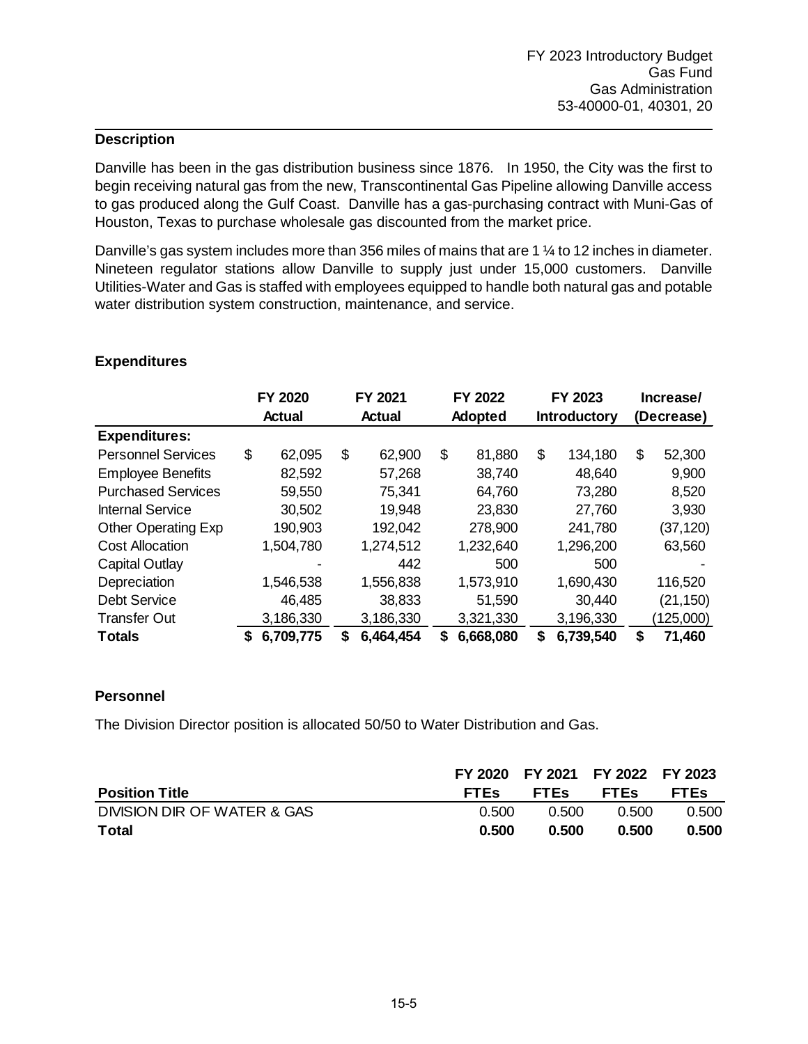FY 2023 Introductory Budget
Gas Fund
Gas Administration
53-40000-01, 40301, 20

## Description

Danville has been in the gas distribution business since 1876. In 1950, the City was the first to begin receiving natural gas from the new, Transcontinental Gas Pipeline allowing Danville access to gas produced along the Gulf Coast. Danville has a gas-purchasing contract with Muni-Gas of Houston, Texas to purchase wholesale gas discounted from the market price.

Danville's gas system includes more than 356 miles of mains that are 1 ¼ to 12 inches in diameter. Nineteen regulator stations allow Danville to supply just under 15,000 customers. Danville Utilities-Water and Gas is staffed with employees equipped to handle both natural gas and potable water distribution system construction, maintenance, and service.

## Expenditures

| | FY 2020 Actual | FY 2021 Actual | FY 2022 Adopted | FY 2023 Introductory | Increase/ (Decrease) |
|---|---|---|---|---|---|
| **Expenditures:** | | | | | |
| Personnel Services | $ 62,095 | $ 62,900 | $ 81,880 | $ 134,180 | $ 52,300 |
| Employee Benefits | 82,592 | 57,268 | 38,740 | 48,640 | 9,900 |
| Purchased Services | 59,550 | 75,341 | 64,760 | 73,280 | 8,520 |
| Internal Service | 30,502 | 19,948 | 23,830 | 27,760 | 3,930 |
| Other Operating Exp | 190,903 | 192,042 | 278,900 | 241,780 | (37,120) |
| Cost Allocation | 1,504,780 | 1,274,512 | 1,232,640 | 1,296,200 | 63,560 |
| Capital Outlay | - | 442 | 500 | 500 | - |
| Depreciation | 1,546,538 | 1,556,838 | 1,573,910 | 1,690,430 | 116,520 |
| Debt Service | 46,485 | 38,833 | 51,590 | 30,440 | (21,150) |
| Transfer Out | 3,186,330 | 3,186,330 | 3,321,330 | 3,196,330 | (125,000) |
| **Totals** | **$ 6,709,775** | **$ 6,464,454** | **$ 6,668,080** | **$ 6,739,540** | **$ 71,460** |

## Personnel

The Division Director position is allocated 50/50 to Water Distribution and Gas.

| Position Title | FY 2020 FTEs | FY 2021 FTEs | FY 2022 FTEs | FY 2023 FTEs |
|---|---|---|---|---|
| DIVISION DIR OF WATER & GAS | 0.500 | 0.500 | 0.500 | 0.500 |
| **Total** | **0.500** | **0.500** | **0.500** | **0.500** |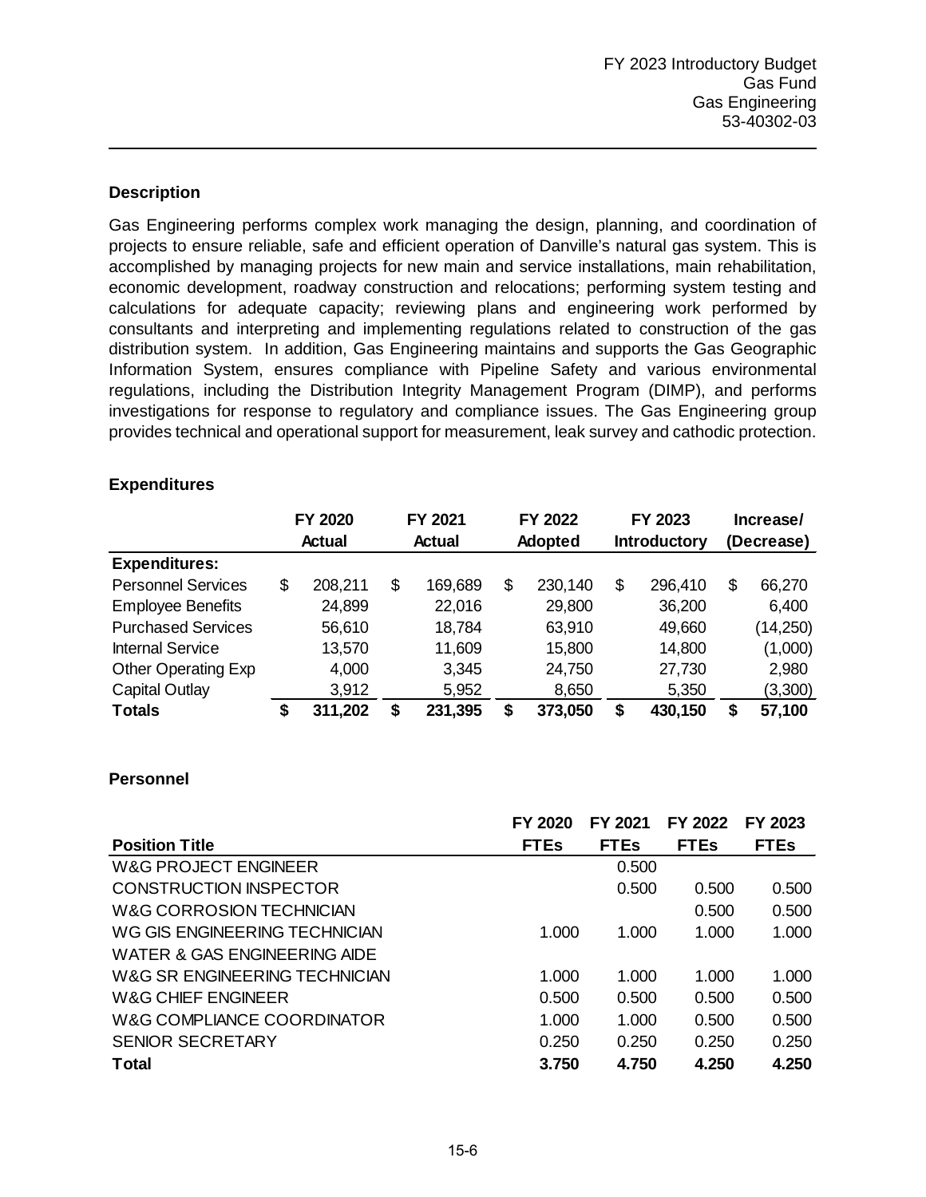FY 2023 Introductory Budget
Gas Fund
Gas Engineering
53-40302-03

## Description

Gas Engineering performs complex work managing the design, planning, and coordination of projects to ensure reliable, safe and efficient operation of Danville's natural gas system. This is accomplished by managing projects for new main and service installations, main rehabilitation, economic development, roadway construction and relocations; performing system testing and calculations for adequate capacity; reviewing plans and engineering work performed by consultants and interpreting and implementing regulations related to construction of the gas distribution system. In addition, Gas Engineering maintains and supports the Gas Geographic Information System, ensures compliance with Pipeline Safety and various environmental regulations, including the Distribution Integrity Management Program (DIMP), and performs investigations for response to regulatory and compliance issues. The Gas Engineering group provides technical and operational support for measurement, leak survey and cathodic protection.

## Expenditures

| | FY 2020 Actual | FY 2021 Actual | FY 2022 Adopted | FY 2023 Introductory | Increase/ (Decrease) |
|---|---|---|---|---|---|
| **Expenditures:** | | | | | |
| Personnel Services | $ 208,211 | $ 169,689 | $ 230,140 | $ 296,410 | $ 66,270 |
| Employee Benefits | 24,899 | 22,016 | 29,800 | 36,200 | 6,400 |
| Purchased Services | 56,610 | 18,784 | 63,910 | 49,660 | (14,250) |
| Internal Service | 13,570 | 11,609 | 15,800 | 14,800 | (1,000) |
| Other Operating Exp | 4,000 | 3,345 | 24,750 | 27,730 | 2,980 |
| Capital Outlay | 3,912 | 5,952 | 8,650 | 5,350 | (3,300) |
| **Totals** | **$ 311,202** | **$ 231,395** | **$ 373,050** | **$ 430,150** | **$ 57,100** |

## Personnel

| Position Title | FY 2020 FTEs | FY 2021 FTEs | FY 2022 FTEs | FY 2023 FTEs |
|---|---|---|---|---|
| W&G PROJECT ENGINEER | | 0.500 | | |
| CONSTRUCTION INSPECTOR | | 0.500 | 0.500 | 0.500 |
| W&G CORROSION TECHNICIAN | | | 0.500 | 0.500 |
| WG GIS ENGINEERING TECHNICIAN | 1.000 | 1.000 | 1.000 | 1.000 |
| WATER & GAS ENGINEERING AIDE | | | | |
| W&G SR ENGINEERING TECHNICIAN | 1.000 | 1.000 | 1.000 | 1.000 |
| W&G CHIEF ENGINEER | 0.500 | 0.500 | 0.500 | 0.500 |
| W&G COMPLIANCE COORDINATOR | 1.000 | 1.000 | 0.500 | 0.500 |
| SENIOR SECRETARY | 0.250 | 0.250 | 0.250 | 0.250 |
| **Total** | **3.750** | **4.750** | **4.250** | **4.250** |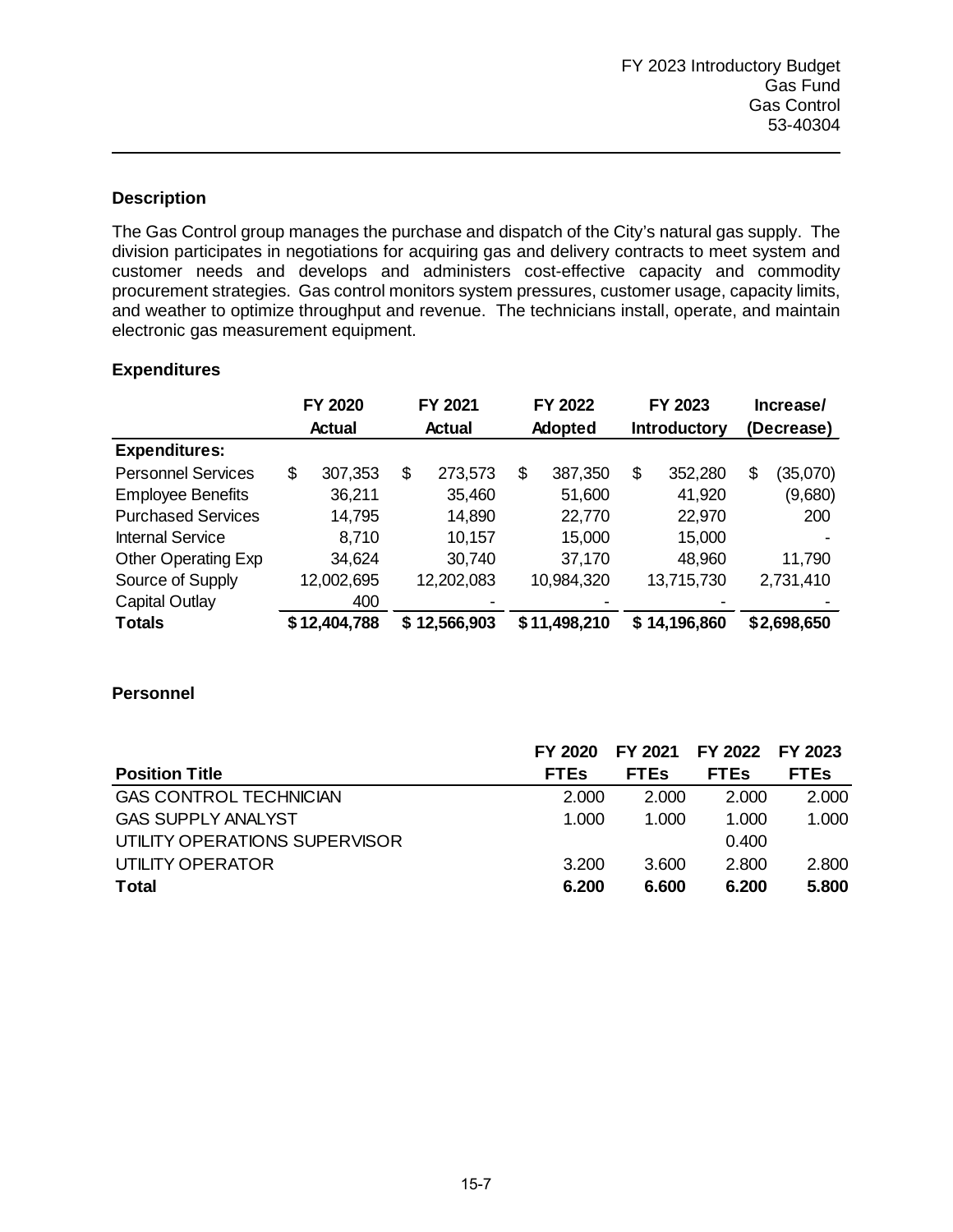FY 2023 Introductory Budget
Gas Fund
Gas Control
53-40304

### Description

The Gas Control group manages the purchase and dispatch of the City's natural gas supply. The division participates in negotiations for acquiring gas and delivery contracts to meet system and customer needs and develops and administers cost-effective capacity and commodity procurement strategies. Gas control monitors system pressures, customer usage, capacity limits, and weather to optimize throughput and revenue. The technicians install, operate, and maintain electronic gas measurement equipment.

### Expenditures

| | FY 2020 Actual | FY 2021 Actual | FY 2022 Adopted | FY 2023 Introductory | Increase/ (Decrease) |
|---|---|---|---|---|---|
| **Expenditures:** | | | | | |
| Personnel Services | $ 307,353 | $ 273,573 | $ 387,350 | $ 352,280 | $ (35,070) |
| Employee Benefits | 36,211 | 35,460 | 51,600 | 41,920 | (9,680) |
| Purchased Services | 14,795 | 14,890 | 22,770 | 22,970 | 200 |
| Internal Service | 8,710 | 10,157 | 15,000 | 15,000 | - |
| Other Operating Exp | 34,624 | 30,740 | 37,170 | 48,960 | 11,790 |
| Source of Supply | 12,002,695 | 12,202,083 | 10,984,320 | 13,715,730 | 2,731,410 |
| Capital Outlay | 400 | - | - | - | - |
| **Totals** | **$ 12,404,788** | **$ 12,566,903** | **$ 11,498,210** | **$ 14,196,860** | **$ 2,698,650** |

### Personnel

| Position Title | FY 2020 FTEs | FY 2021 FTEs | FY 2022 FTEs | FY 2023 FTEs |
|---|---|---|---|---|
| GAS CONTROL TECHNICIAN | 2.000 | 2.000 | 2.000 | 2.000 |
| GAS SUPPLY ANALYST | 1.000 | 1.000 | 1.000 | 1.000 |
| UTILITY OPERATIONS SUPERVISOR | | | 0.400 | |
| UTILITY OPERATOR | 3.200 | 3.600 | 2.800 | 2.800 |
| **Total** | **6.200** | **6.600** | **6.200** | **5.800** |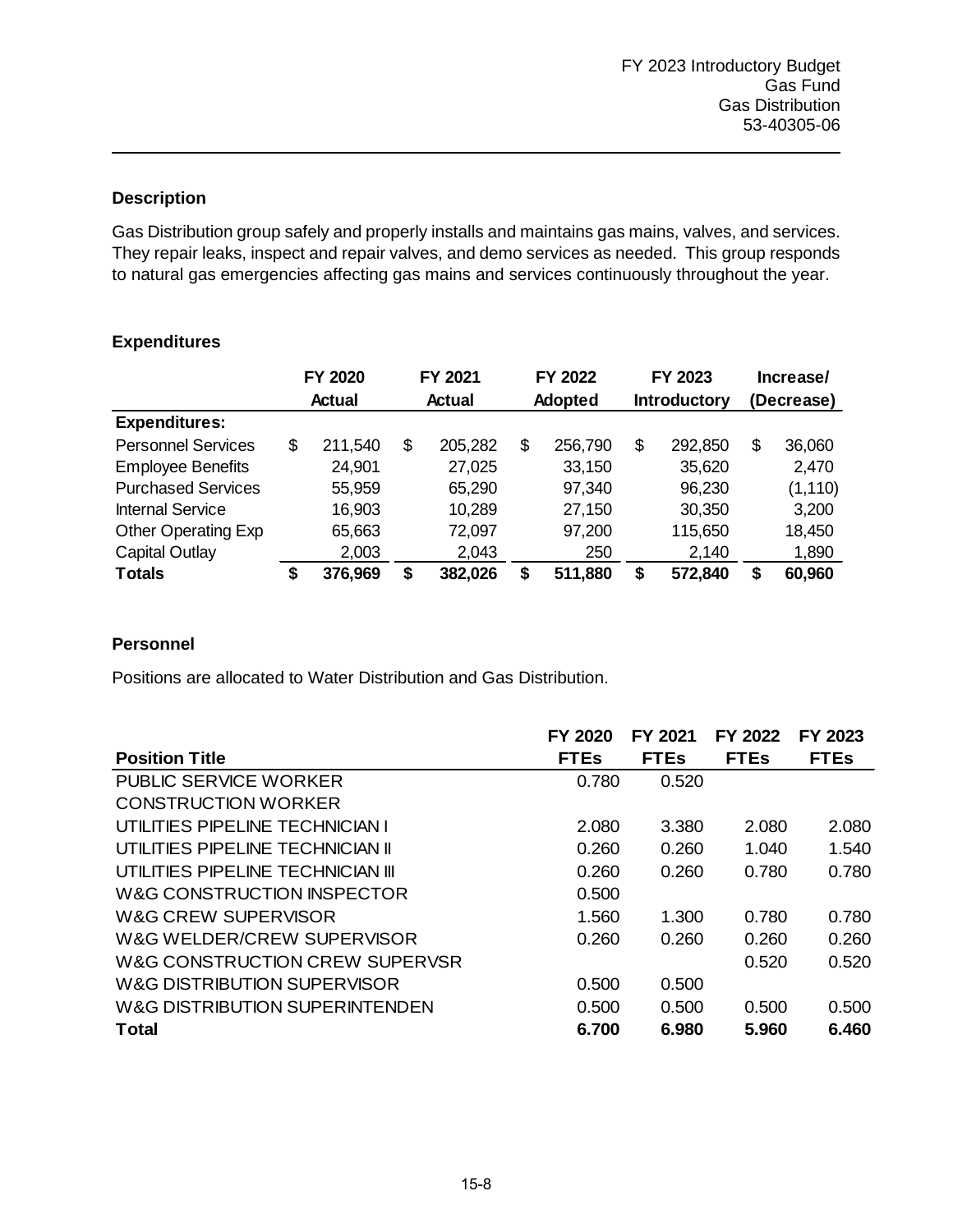FY 2023 Introductory Budget
Gas Fund
Gas Distribution
53-40305-06

## Description

Gas Distribution group safely and properly installs and maintains gas mains, valves, and services. They repair leaks, inspect and repair valves, and demo services as needed. This group responds to natural gas emergencies affecting gas mains and services continuously throughout the year.

## Expenditures

| | FY 2020 Actual | FY 2021 Actual | FY 2022 Adopted | FY 2023 Introductory | Increase/ (Decrease) |
|---|---|---|---|---|---|
| **Expenditures:** | | | | | |
| Personnel Services | $ 211,540 | $ 205,282 | $ 256,790 | $ 292,850 | $ 36,060 |
| Employee Benefits | 24,901 | 27,025 | 33,150 | 35,620 | 2,470 |
| Purchased Services | 55,959 | 65,290 | 97,340 | 96,230 | (1,110) |
| Internal Service | 16,903 | 10,289 | 27,150 | 30,350 | 3,200 |
| Other Operating Exp | 65,663 | 72,097 | 97,200 | 115,650 | 18,450 |
| Capital Outlay | 2,003 | 2,043 | 250 | 2,140 | 1,890 |
| **Totals** | **$ 376,969** | **$ 382,026** | **$ 511,880** | **$ 572,840** | **$ 60,960** |

## Personnel

Positions are allocated to Water Distribution and Gas Distribution.

| Position Title | FY 2020 FTEs | FY 2021 FTEs | FY 2022 FTEs | FY 2023 FTEs |
|---|---|---|---|---|
| PUBLIC SERVICE WORKER | 0.780 | 0.520 | | |
| CONSTRUCTION WORKER | | | | |
| UTILITIES PIPELINE TECHNICIAN I | 2.080 | 3.380 | 2.080 | 2.080 |
| UTILITIES PIPELINE TECHNICIAN II | 0.260 | 0.260 | 1.040 | 1.540 |
| UTILITIES PIPELINE TECHNICIAN III | 0.260 | 0.260 | 0.780 | 0.780 |
| W&G CONSTRUCTION INSPECTOR | 0.500 | | | |
| W&G CREW SUPERVISOR | 1.560 | 1.300 | 0.780 | 0.780 |
| W&G WELDER/CREW SUPERVISOR | 0.260 | 0.260 | 0.260 | 0.260 |
| W&G CONSTRUCTION CREW SUPERVSR | | | 0.520 | 0.520 |
| W&G DISTRIBUTION SUPERVISOR | 0.500 | 0.500 | | |
| W&G DISTRIBUTION SUPERINTENDEN | 0.500 | 0.500 | 0.500 | 0.500 |
| **Total** | **6.700** | **6.980** | **5.960** | **6.460** |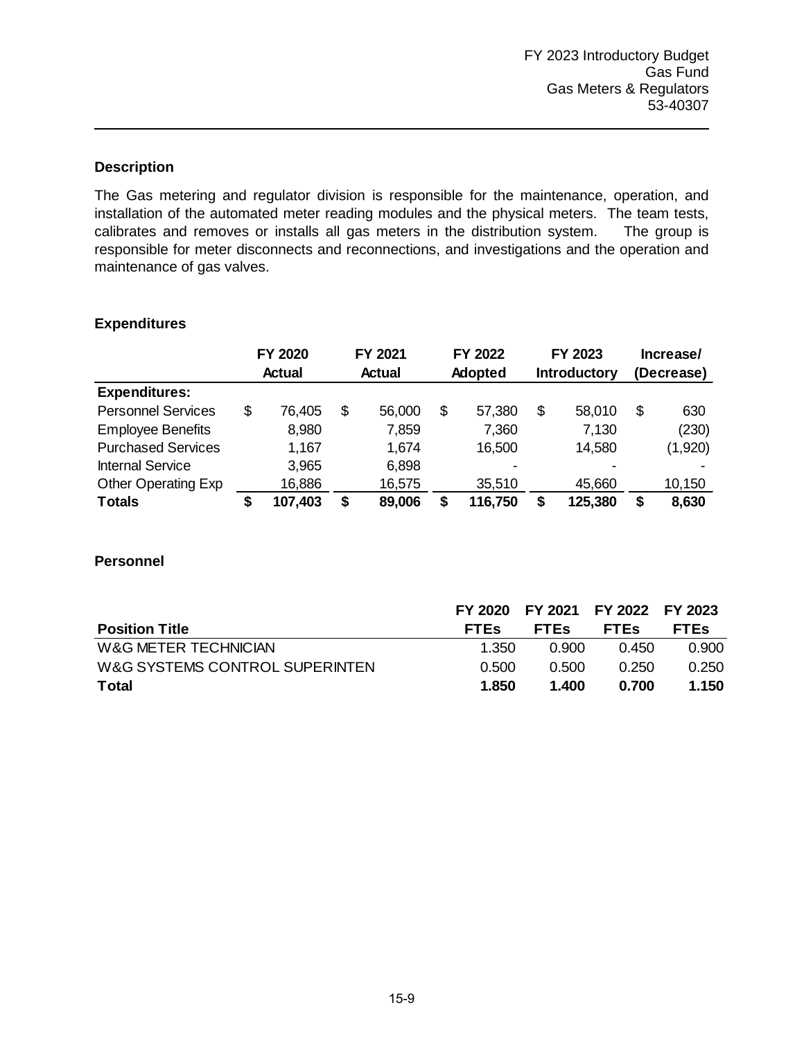FY 2023 Introductory Budget
Gas Fund
Gas Meters & Regulators
53-40307

## Description

The Gas metering and regulator division is responsible for the maintenance, operation, and installation of the automated meter reading modules and the physical meters. The team tests, calibrates and removes or installs all gas meters in the distribution system. The group is responsible for meter disconnects and reconnections, and investigations and the operation and maintenance of gas valves.

## Expenditures

| | FY 2020 Actual | FY 2021 Actual | FY 2022 Adopted | FY 2023 Introductory | Increase/ (Decrease) |
|---|---|---|---|---|---|
| **Expenditures:** | | | | | |
| Personnel Services | $ 76,405 | $ 56,000 | $ 57,380 | $ 58,010 | $ 630 |
| Employee Benefits | 8,980 | 7,859 | 7,360 | 7,130 | (230) |
| Purchased Services | 1,167 | 1,674 | 16,500 | 14,580 | (1,920) |
| Internal Service | 3,965 | 6,898 | - | - | - |
| Other Operating Exp | 16,886 | 16,575 | 35,510 | 45,660 | 10,150 |
| **Totals** | **$ 107,403** | **$ 89,006** | **$ 116,750** | **$ 125,380** | **$ 8,630** |

## Personnel

| Position Title | FY 2020 FTEs | FY 2021 FTEs | FY 2022 FTEs | FY 2023 FTEs |
|---|---|---|---|---|
| W&G METER TECHNICIAN | 1.350 | 0.900 | 0.450 | 0.900 |
| W&G SYSTEMS CONTROL SUPERINTEN | 0.500 | 0.500 | 0.250 | 0.250 |
| **Total** | **1.850** | **1.400** | **0.700** | **1.150** |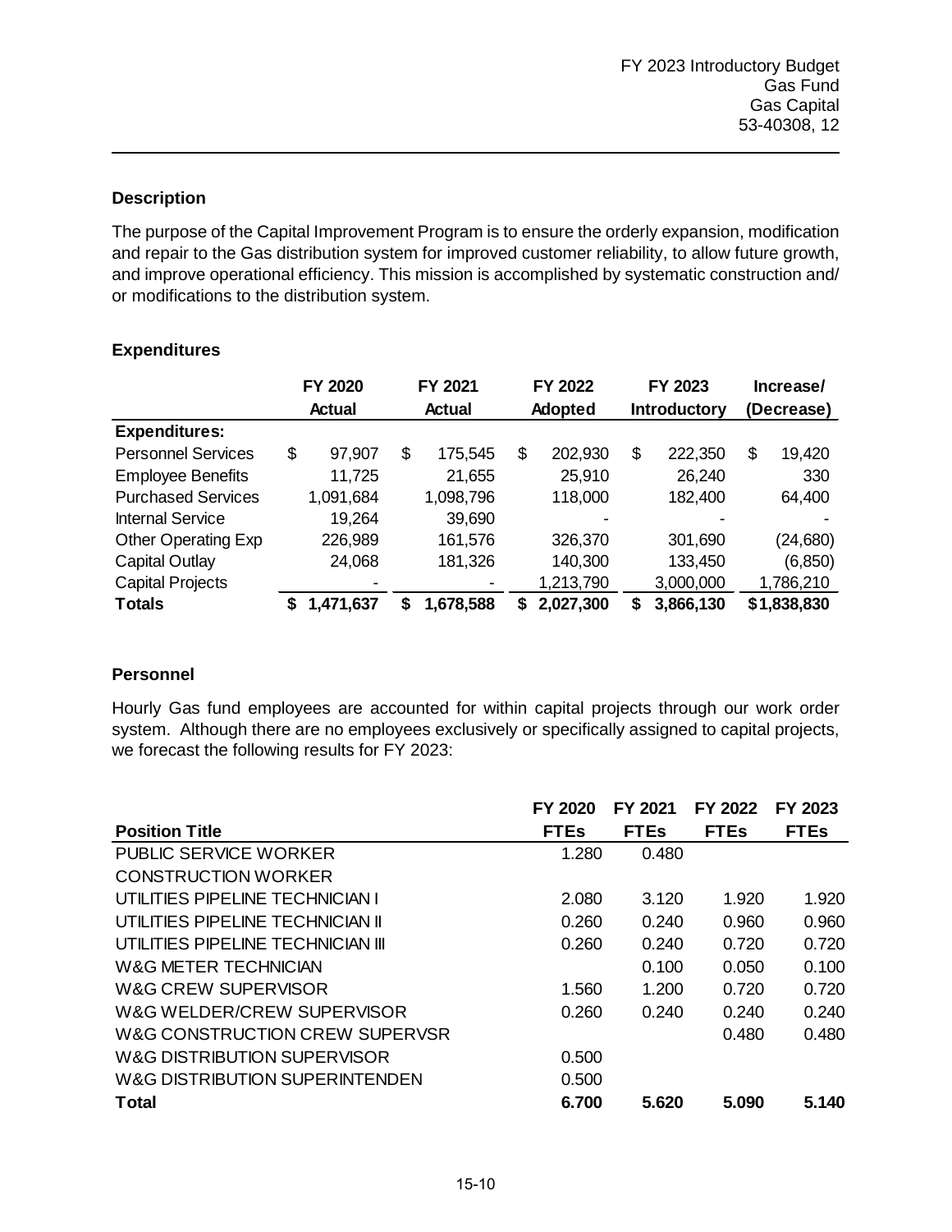FY 2023 Introductory Budget
Gas Fund
Gas Capital
53-40308, 12

## Description

The purpose of the Capital Improvement Program is to ensure the orderly expansion, modification and repair to the Gas distribution system for improved customer reliability, to allow future growth, and improve operational efficiency. This mission is accomplished by systematic construction and/ or modifications to the distribution system.

## Expenditures

| | FY 2020 Actual | FY 2021 Actual | FY 2022 Adopted | FY 2023 Introductory | Increase/ (Decrease) |
|---|---|---|---|---|---|
| **Expenditures:** | | | | | |
| Personnel Services | $ 97,907 | $ 175,545 | $ 202,930 | $ 222,350 | $ 19,420 |
| Employee Benefits | 11,725 | 21,655 | 25,910 | 26,240 | 330 |
| Purchased Services | 1,091,684 | 1,098,796 | 118,000 | 182,400 | 64,400 |
| Internal Service | 19,264 | 39,690 | - | - | - |
| Other Operating Exp | 226,989 | 161,576 | 326,370 | 301,690 | (24,680) |
| Capital Outlay | 24,068 | 181,326 | 140,300 | 133,450 | (6,850) |
| Capital Projects | - | - | 1,213,790 | 3,000,000 | 1,786,210 |
| **Totals** | **$ 1,471,637** | **$ 1,678,588** | **$ 2,027,300** | **$ 3,866,130** | **$1,838,830** |

## Personnel

Hourly Gas fund employees are accounted for within capital projects through our work order system. Although there are no employees exclusively or specifically assigned to capital projects, we forecast the following results for FY 2023:

| Position Title | FY 2020 FTEs | FY 2021 FTEs | FY 2022 FTEs | FY 2023 FTEs |
|---|---|---|---|---|
| PUBLIC SERVICE WORKER | 1.280 | 0.480 | | |
| CONSTRUCTION WORKER | | | | |
| UTILITIES PIPELINE TECHNICIAN I | 2.080 | 3.120 | 1.920 | 1.920 |
| UTILITIES PIPELINE TECHNICIAN II | 0.260 | 0.240 | 0.960 | 0.960 |
| UTILITIES PIPELINE TECHNICIAN III | 0.260 | 0.240 | 0.720 | 0.720 |
| W&G METER TECHNICIAN | | 0.100 | 0.050 | 0.100 |
| W&G CREW SUPERVISOR | 1.560 | 1.200 | 0.720 | 0.720 |
| W&G WELDER/CREW SUPERVISOR | 0.260 | 0.240 | 0.240 | 0.240 |
| W&G CONSTRUCTION CREW SUPERVSR | | | 0.480 | 0.480 |
| W&G DISTRIBUTION SUPERVISOR | 0.500 | | | |
| W&G DISTRIBUTION SUPERINTENDEN | 0.500 | | | |
| **Total** | **6.700** | **5.620** | **5.090** | **5.140** |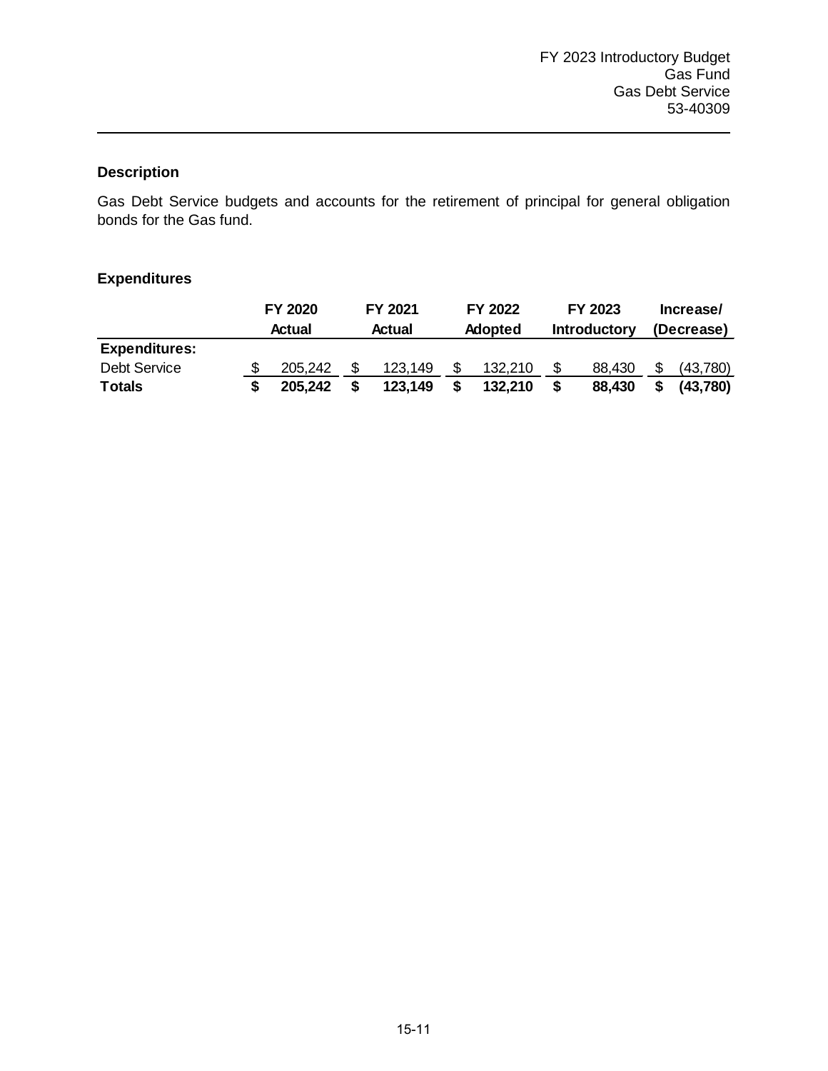FY 2023 Introductory Budget
Gas Fund
Gas Debt Service
53-40309

## Description

Gas Debt Service budgets and accounts for the retirement of principal for general obligation bonds for the Gas fund.

## Expenditures

| | FY 2020 Actual | FY 2021 Actual | FY 2022 Adopted | FY 2023 Introductory | Increase/ (Decrease) |
|---|---|---|---|---|---|
| **Expenditures:** | | | | | |
| Debt Service | $ 205,242 | $ 123,149 | $ 132,210 | $ 88,430 | $ (43,780) |
| **Totals** | **$ 205,242** | **$ 123,149** | **$ 132,210** | **$ 88,430** | **$ (43,780)** |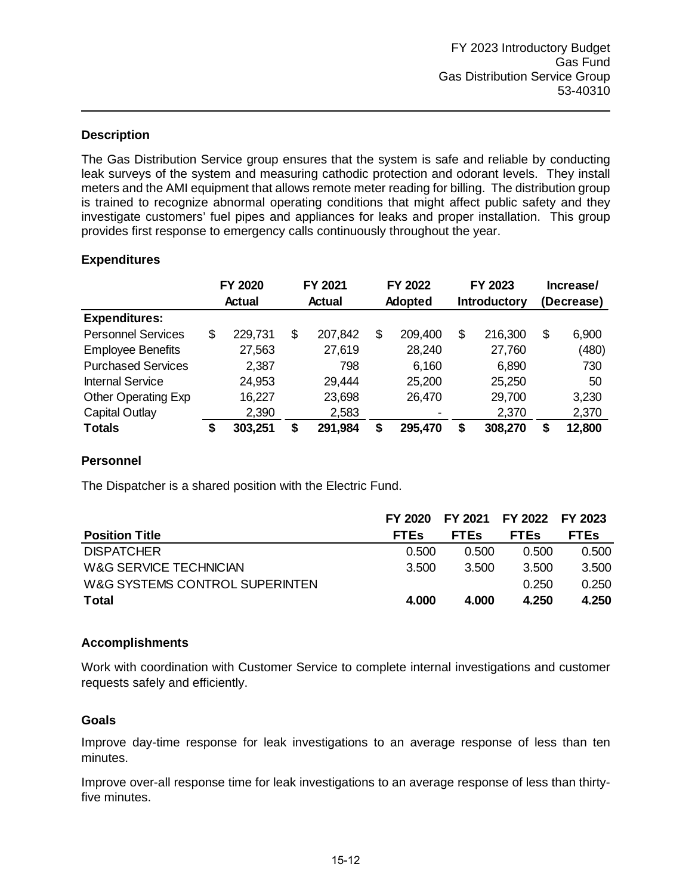FY 2023 Introductory Budget
Gas Fund
Gas Distribution Service Group
53-40310

### Description

The Gas Distribution Service group ensures that the system is safe and reliable by conducting leak surveys of the system and measuring cathodic protection and odorant levels. They install meters and the AMI equipment that allows remote meter reading for billing. The distribution group is trained to recognize abnormal operating conditions that might affect public safety and they investigate customers' fuel pipes and appliances for leaks and proper installation. This group provides first response to emergency calls continuously throughout the year.

### Expenditures

| | FY 2020 Actual | FY 2021 Actual | FY 2022 Adopted | FY 2023 Introductory | Increase/ (Decrease) |
|---|---|---|---|---|---|
| **Expenditures:** | | | | | |
| Personnel Services | $ 229,731 | $ 207,842 | $ 209,400 | $ 216,300 | $ 6,900 |
| Employee Benefits | 27,563 | 27,619 | 28,240 | 27,760 | (480) |
| Purchased Services | 2,387 | 798 | 6,160 | 6,890 | 730 |
| Internal Service | 24,953 | 29,444 | 25,200 | 25,250 | 50 |
| Other Operating Exp | 16,227 | 23,698 | 26,470 | 29,700 | 3,230 |
| Capital Outlay | 2,390 | 2,583 | - | 2,370 | 2,370 |
| **Totals** | **$ 303,251** | **$ 291,984** | **$ 295,470** | **$ 308,270** | **$ 12,800** |

### Personnel

The Dispatcher is a shared position with the Electric Fund.

| Position Title | FY 2020 FTEs | FY 2021 FTEs | FY 2022 FTEs | FY 2023 FTEs |
|---|---|---|---|---|
| DISPATCHER | 0.500 | 0.500 | 0.500 | 0.500 |
| W&G SERVICE TECHNICIAN | 3.500 | 3.500 | 3.500 | 3.500 |
| W&G SYSTEMS CONTROL SUPERINTEN | | | 0.250 | 0.250 |
| **Total** | **4.000** | **4.000** | **4.250** | **4.250** |

### Accomplishments

Work with coordination with Customer Service to complete internal investigations and customer requests safely and efficiently.

### Goals

Improve day-time response for leak investigations to an average response of less than ten minutes.

Improve over-all response time for leak investigations to an average response of less than thirty-five minutes.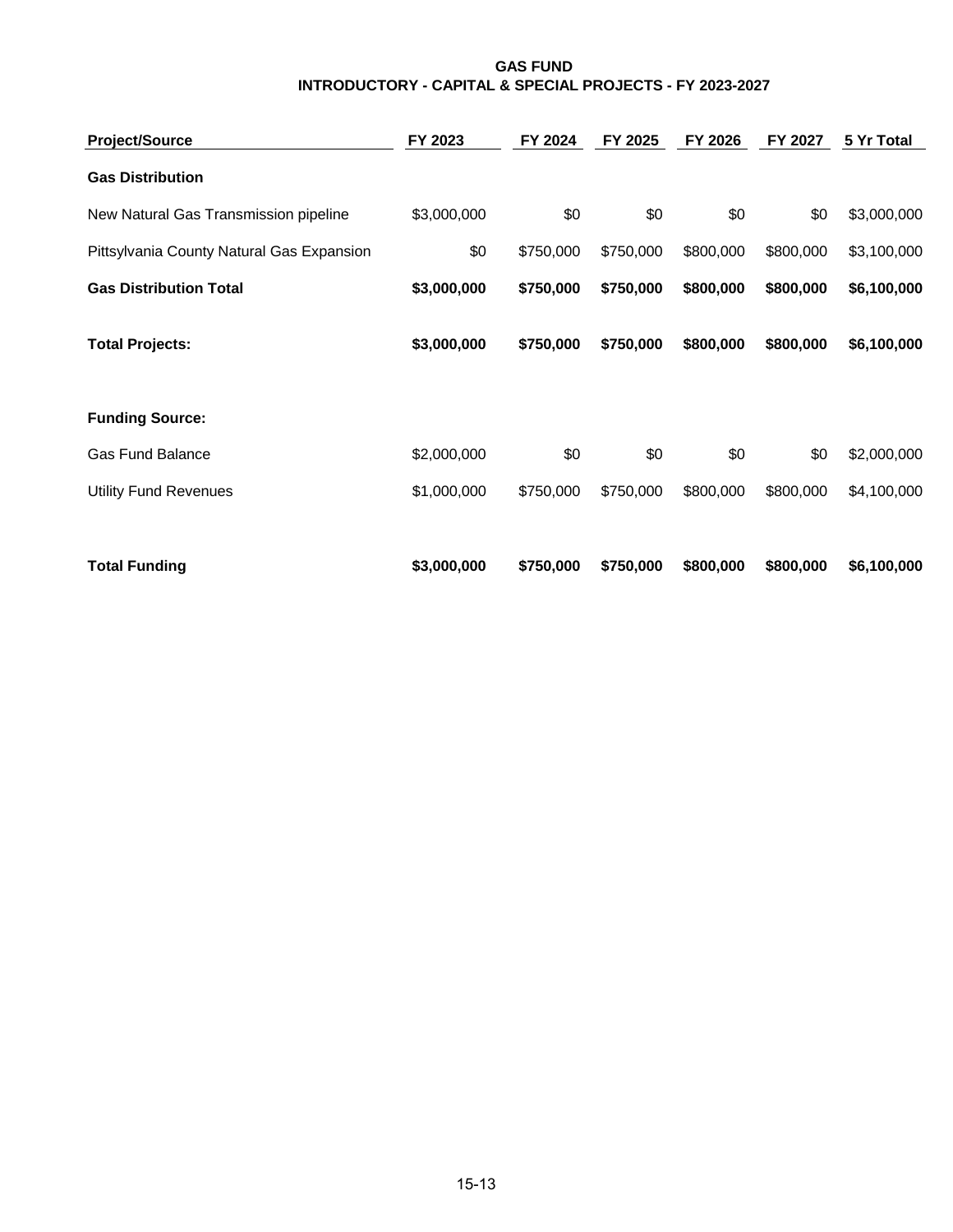# GAS FUND
## INTRODUCTORY - CAPITAL & SPECIAL PROJECTS - FY 2023-2027

| Project/Source | FY 2023 | FY 2024 | FY 2025 | FY 2026 | FY 2027 | 5 Yr Total |
|---|---|---|---|---|---|---|
| **Gas Distribution** | | | | | | |
| New Natural Gas Transmission pipeline | $3,000,000 | $0 | $0 | $0 | $0 | $3,000,000 |
| Pittsylvania County Natural Gas Expansion | $0 | $750,000 | $750,000 | $800,000 | $800,000 | $3,100,000 |
| **Gas Distribution Total** | **$3,000,000** | **$750,000** | **$750,000** | **$800,000** | **$800,000** | **$6,100,000** |
| **Total Projects:** | **$3,000,000** | **$750,000** | **$750,000** | **$800,000** | **$800,000** | **$6,100,000** |
| **Funding Source:** | | | | | | |
| Gas Fund Balance | $2,000,000 | $0 | $0 | $0 | $0 | $2,000,000 |
| Utility Fund Revenues | $1,000,000 | $750,000 | $750,000 | $800,000 | $800,000 | $4,100,000 |
| **Total Funding** | **$3,000,000** | **$750,000** | **$750,000** | **$800,000** | **$800,000** | **$6,100,000** |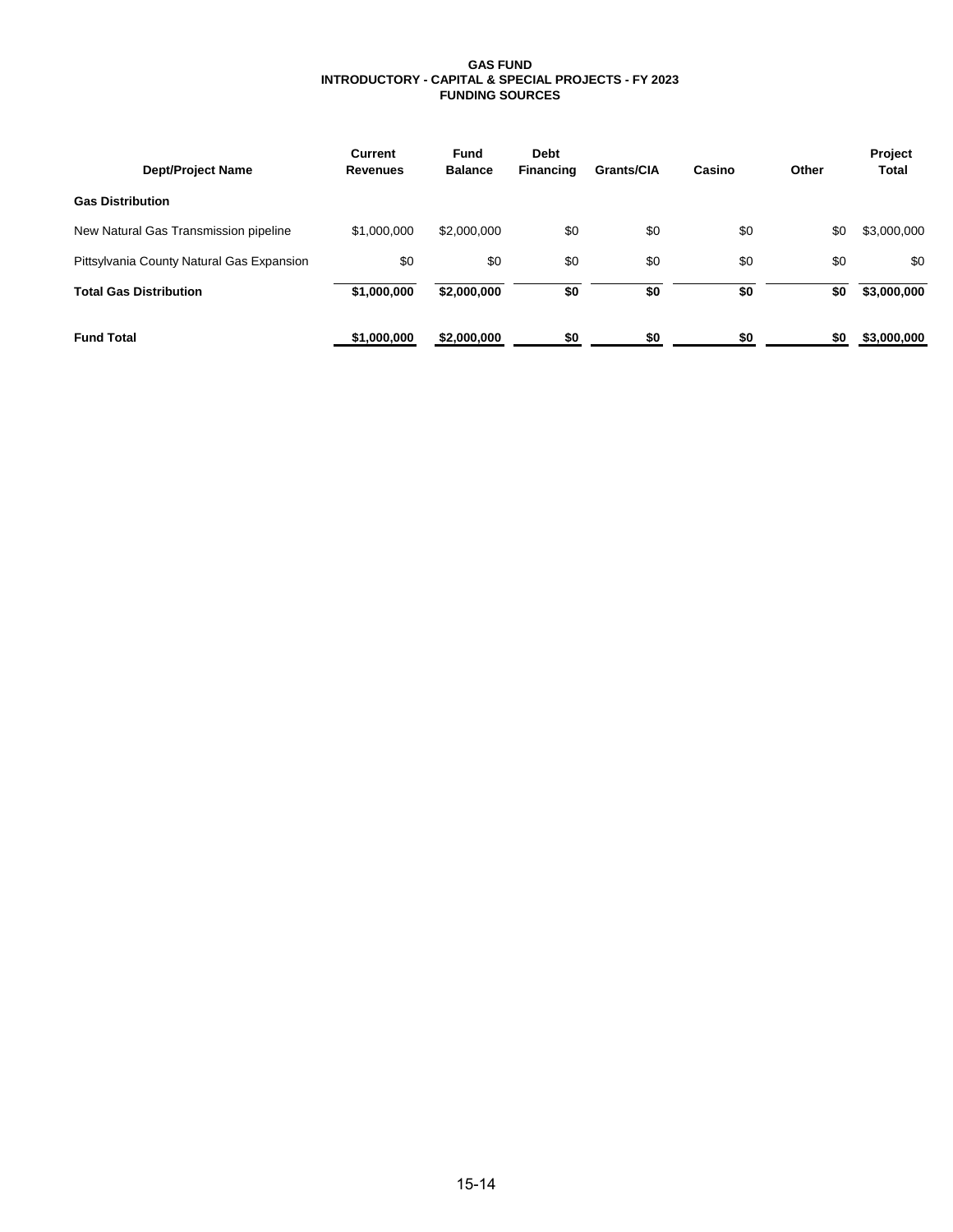# GAS FUND
## INTRODUCTORY - CAPITAL & SPECIAL PROJECTS - FY 2023
## FUNDING SOURCES

| Dept/Project Name | Current Revenues | Fund Balance | Debt Financing | Grants/CIA | Casino | Other | Project Total |
|---|---|---|---|---|---|---|---|
| **Gas Distribution** | | | | | | | |
| New Natural Gas Transmission pipeline | $1,000,000 | $2,000,000 | $0 | $0 | $0 | $0 | $3,000,000 |
| Pittsylvania County Natural Gas Expansion | $0 | $0 | $0 | $0 | $0 | $0 | $0 |
| **Total Gas Distribution** | **$1,000,000** | **$2,000,000** | **$0** | **$0** | **$0** | **$0** | **$3,000,000** |
| **Fund Total** | **$1,000,000** | **$2,000,000** | **$0** | **$0** | **$0** | **$0** | **$3,000,000** |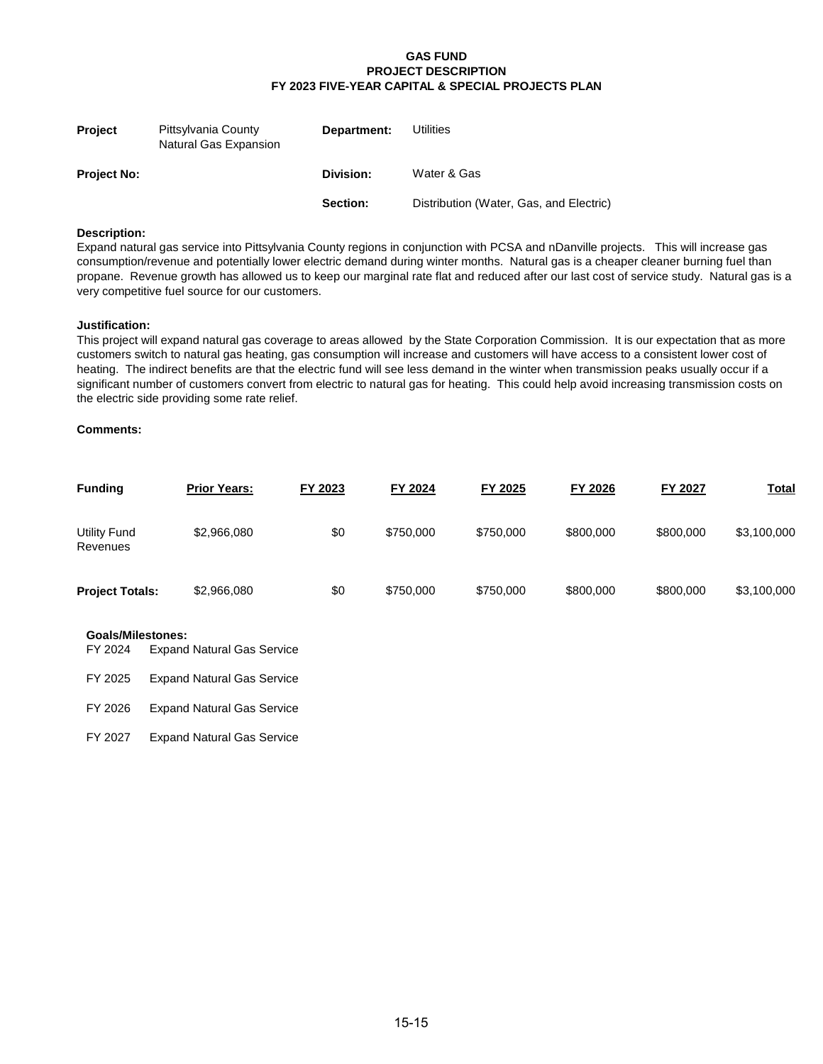**GAS FUND**
**PROJECT DESCRIPTION**
**FY 2023 FIVE-YEAR CAPITAL & SPECIAL PROJECTS PLAN**

| | | | |
|---|---|---|---|
| **Project** | Pittsylvania County Natural Gas Expansion | **Department:** | Utilities |
| **Project No:** | | **Division:** | Water & Gas |
| | | **Section:** | Distribution (Water, Gas, and Electric) |

**Description:**
Expand natural gas service into Pittsylvania County regions in conjunction with PCSA and nDanville projects. This will increase gas consumption/revenue and potentially lower electric demand during winter months. Natural gas is a cheaper cleaner burning fuel than propane. Revenue growth has allowed us to keep our marginal rate flat and reduced after our last cost of service study. Natural gas is a very competitive fuel source for our customers.

**Justification:**
This project will expand natural gas coverage to areas allowed by the State Corporation Commission. It is our expectation that as more customers switch to natural gas heating, gas consumption will increase and customers will have access to a consistent lower cost of heating. The indirect benefits are that the electric fund will see less demand in the winter when transmission peaks usually occur if a significant number of customers convert from electric to natural gas for heating. This could help avoid increasing transmission costs on the electric side providing some rate relief.

**Comments:**

| **Funding** | **Prior Years:** | **FY 2023** | **FY 2024** | **FY 2025** | **FY 2026** | **FY 2027** | **Total** |
|---|---|---|---|---|---|---|---|
| Utility Fund Revenues | $2,966,080 | $0 | $750,000 | $750,000 | $800,000 | $800,000 | $3,100,000 |
| **Project Totals:** | $2,966,080 | $0 | $750,000 | $750,000 | $800,000 | $800,000 | $3,100,000 |

**Goals/Milestones:**

FY 2024 Expand Natural Gas Service

FY 2025 Expand Natural Gas Service

FY 2026 Expand Natural Gas Service

FY 2027 Expand Natural Gas Service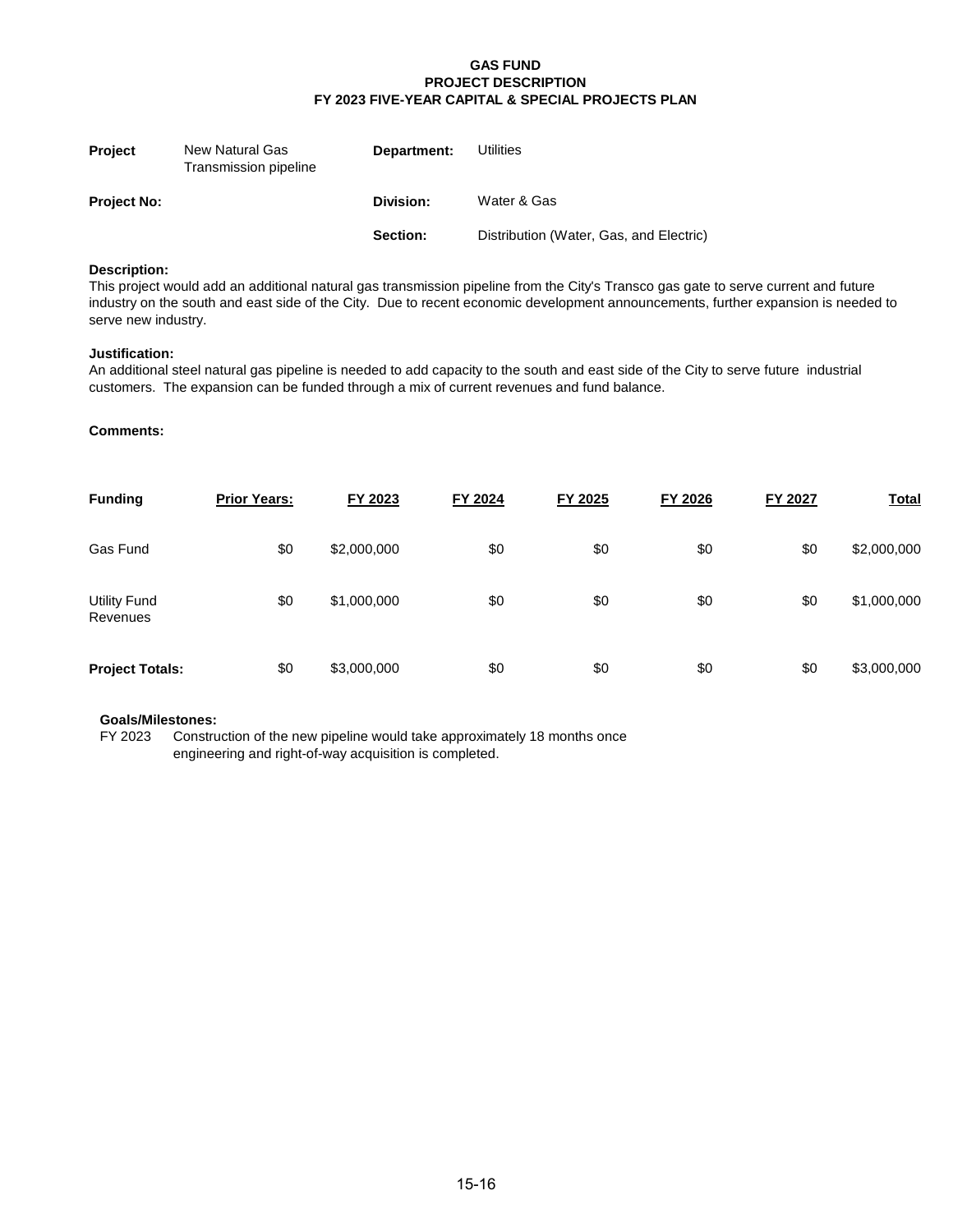**GAS FUND**
**PROJECT DESCRIPTION**
**FY 2023 FIVE-YEAR CAPITAL & SPECIAL PROJECTS PLAN**

| | | | |
|---|---|---|---|
| **Project** | New Natural Gas Transmission pipeline | **Department:** | Utilities |
| **Project No:** | | **Division:** | Water & Gas |
| | | **Section:** | Distribution (Water, Gas, and Electric) |

**Description:**
This project would add an additional natural gas transmission pipeline from the City's Transco gas gate to serve current and future industry on the south and east side of the City. Due to recent economic development announcements, further expansion is needed to serve new industry.

**Justification:**
An additional steel natural gas pipeline is needed to add capacity to the south and east side of the City to serve future industrial customers. The expansion can be funded through a mix of current revenues and fund balance.

**Comments:**

| **Funding** | **Prior Years:** | **FY 2023** | **FY 2024** | **FY 2025** | **FY 2026** | **FY 2027** | **Total** |
|---|---|---|---|---|---|---|---|
| Gas Fund | $0 | $2,000,000 | $0 | $0 | $0 | $0 | $2,000,000 |
| Utility Fund Revenues | $0 | $1,000,000 | $0 | $0 | $0 | $0 | $1,000,000 |
| **Project Totals:** | $0 | $3,000,000 | $0 | $0 | $0 | $0 | $3,000,000 |

**Goals/Milestones:**
FY 2023 Construction of the new pipeline would take approximately 18 months once engineering and right-of-way acquisition is completed.